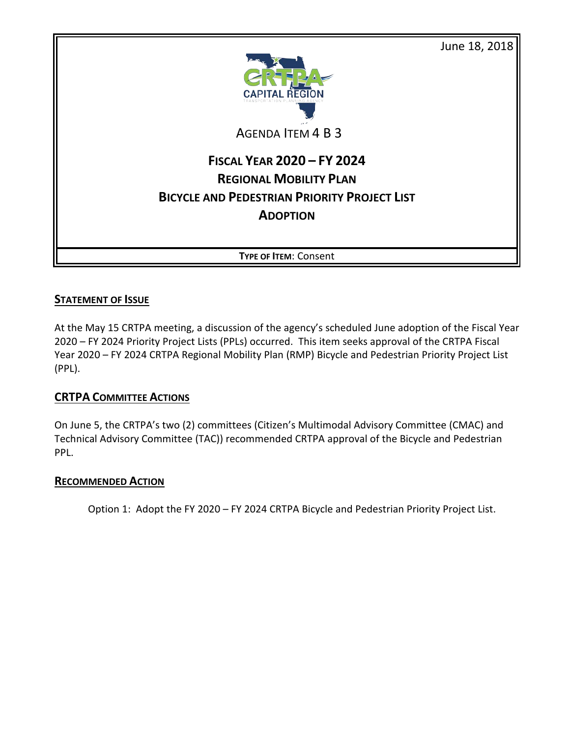June 18, 2018

AGENDA ITEM 4 B 3

# FISCAL YEAR 2020 – FY 2024 REGIONAL MOBILITY PLAN BICYCLE AND PEDESTRIAN PRIORITY PROJECT LIST ADOPTION

**TYPE OF ITEM**: Consent

## STATEMENT OF ISSUE

At the May 15 CRTPA meeting, a discussion of the agency's scheduled June adoption of the Fiscal Year 2020 – FY 2024 Priority Project Lists (PPLs) occurred. This item seeks approval of the CRTPA Fiscal Year 2020 – FY 2024 CRTPA Regional Mobility Plan (RMP) Bicycle and Pedestrian Priority Project List (PPL).

## CRTPA COMMITTEE ACTIONS

On June 5, the CRTPA's two (2) committees (Citizen's Multimodal Advisory Committee (CMAC) and Technical Advisory Committee (TAC)) recommended CRTPA approval of the Bicycle and Pedestrian PPL.

## RECOMMENDED ACTION

Option 1: Adopt the FY 2020 – FY 2024 CRTPA Bicycle and Pedestrian Priority Project List.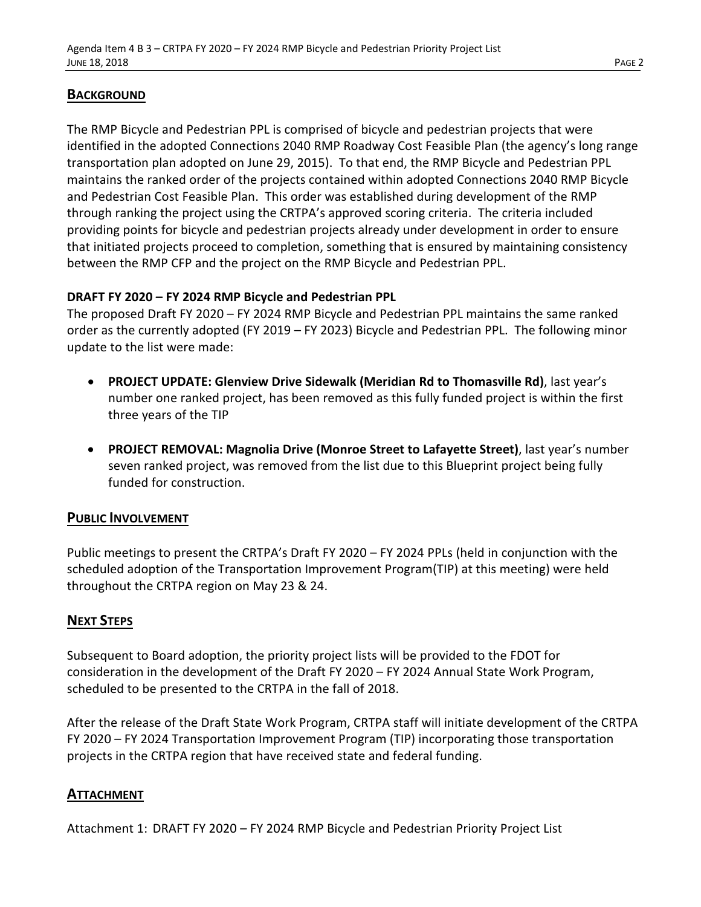## BACKGROUND

The RMP Bicycle and Pedestrian PPL is comprised of bicycle and pedestrian projects that were identified in the adopted Connections 2040 RMP Roadway Cost Feasible Plan (the agency's long range transportation plan adopted on June 29, 2015). To that end, the RMP Bicycle and Pedestrian PPL maintains the ranked order of the projects contained within adopted Connections 2040 RMP Bicycle and Pedestrian Cost Feasible Plan. This order was established during development of the RMP through ranking the project using the CRTPA's approved scoring criteria. The criteria included providing points for bicycle and pedestrian projects already under development in order to ensure that initiated projects proceed to completion, something that is ensured by maintaining consistency between the RMP CFP and the project on the RMP Bicycle and Pedestrian PPL.

### DRAFT FY 2020 – FY 2024 RMP Bicycle and Pedestrian PPL

The proposed Draft FY 2020 – FY 2024 RMP Bicycle and Pedestrian PPL maintains the same ranked order as the currently adopted (FY 2019 – FY 2023) Bicycle and Pedestrian PPL. The following minor update to the list were made:

- **PROJECT UPDATE: Glenview Drive Sidewalk (Meridian Rd to Thomasville Rd)**, last year's number one ranked project, has been removed as this fully funded project is within the first three years of the TIP
- **PROJECT REMOVAL: Magnolia Drive (Monroe Street to Lafayette Street)**, last year's number seven ranked project, was removed from the list due to this Blueprint project being fully funded for construction.

## PUBLIC INVOLVEMENT

Public meetings to present the CRTPA's Draft FY 2020 – FY 2024 PPLs (held in conjunction with the scheduled adoption of the Transportation Improvement Program(TIP) at this meeting) were held throughout the CRTPA region on May 23 & 24.

## NEXT STEPS

Subsequent to Board adoption, the priority project lists will be provided to the FDOT for consideration in the development of the Draft FY 2020 – FY 2024 Annual State Work Program, scheduled to be presented to the CRTPA in the fall of 2018.

After the release of the Draft State Work Program, CRTPA staff will initiate development of the CRTPA FY 2020 – FY 2024 Transportation Improvement Program (TIP) incorporating those transportation projects in the CRTPA region that have received state and federal funding.

## ATTACHMENT

Attachment 1: DRAFT FY 2020 – FY 2024 RMP Bicycle and Pedestrian Priority Project List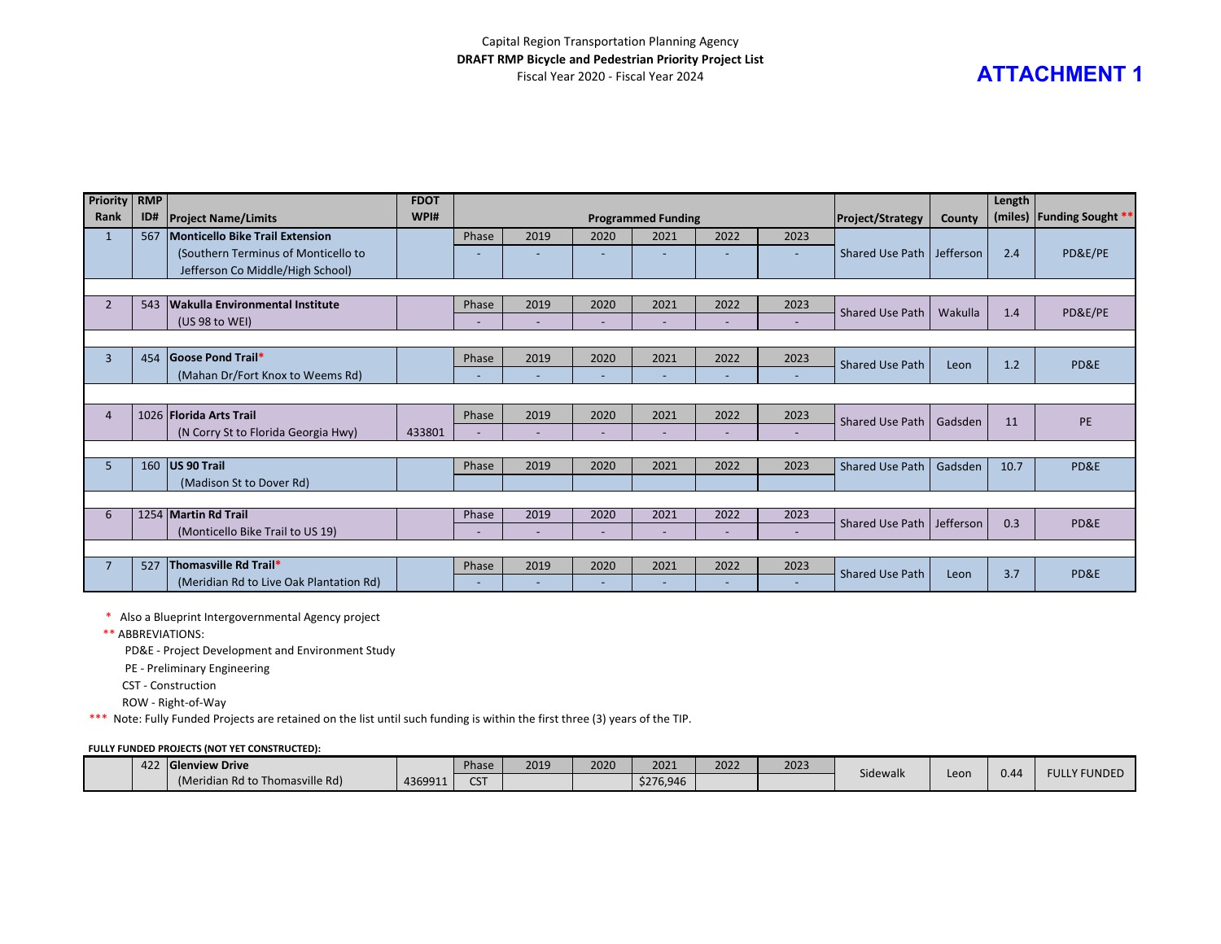Capital Region Transportation Planning Agency

**DRAFT RMP Bicycle and Pedestrian Priority Project List**

Fiscal Year 2020 - Fiscal Year 2024

# ATTACHMENT 1

| Priority Rank | RMP ID# | Project Name/Limits | FDOT WPI# | Programmed Funding | | | | | | Project/Strategy | County | Length (miles) | Funding Sought ** |
|---|---|---|---|---|---|---|---|---|---|---|---|---|---|
| 1 | 567 | **Monticello Bike Trail Extension** (Southern Terminus of Monticello to Jefferson Co Middle/High School) | | Phase | 2019 | 2020 | 2021 | 2022 | 2023 | Shared Use Path | Jefferson | 2.4 | PD&E/PE |
| | | | | - | - | - | - | - | - | | | | |
| 2 | 543 | **Wakulla Environmental Institute** (US 98 to WEI) | | Phase | 2019 | 2020 | 2021 | 2022 | 2023 | Shared Use Path | Wakulla | 1.4 | PD&E/PE |
| | | | | - | - | - | - | - | - | | | | |
| 3 | 454 | **Goose Pond Trail*** (Mahan Dr/Fort Knox to Weems Rd) | | Phase | 2019 | 2020 | 2021 | 2022 | 2023 | Shared Use Path | Leon | 1.2 | PD&E |
| | | | | - | - | - | - | - | - | | | | |
| 4 | 1026 | **Florida Arts Trail** (N Corry St to Florida Georgia Hwy) | 433801 | Phase | 2019 | 2020 | 2021 | 2022 | 2023 | Shared Use Path | Gadsden | 11 | PE |
| | | | | - | - | - | - | - | - | | | | |
| 5 | 160 | **US 90 Trail** (Madison St to Dover Rd) | | Phase | 2019 | 2020 | 2021 | 2022 | 2023 | Shared Use Path | Gadsden | 10.7 | PD&E |
| | | | | | | | | | | | | | |
| 6 | 1254 | **Martin Rd Trail** (Monticello Bike Trail to US 19) | | Phase | 2019 | 2020 | 2021 | 2022 | 2023 | Shared Use Path | Jefferson | 0.3 | PD&E |
| | | | | - | - | - | - | - | - | | | | |
| 7 | 527 | **Thomasville Rd Trail*** (Meridian Rd to Live Oak Plantation Rd) | | Phase | 2019 | 2020 | 2021 | 2022 | 2023 | Shared Use Path | Leon | 3.7 | PD&E |
| | | | | - | - | - | - | - | - | | | | |

\* Also a Blueprint Intergovernmental Agency project

** ABBREVIATIONS:

PD&E - Project Development and Environment Study

PE - Preliminary Engineering

CST - Construction

ROW - Right-of-Way

*** Note: Fully Funded Projects are retained on the list until such funding is within the first three (3) years of the TIP.

**FULLY FUNDED PROJECTS (NOT YET CONSTRUCTED):**

| | RMP ID# | Project Name/Limits | FDOT WPI# | Phase | 2019 | 2020 | 2021 | 2022 | 2023 | Project/Strategy | County | Length (miles) | Funding Sought |
|---|---|---|---|---|---|---|---|---|---|---|---|---|---|
| | 422 | **Glenview Drive** (Meridian Rd to Thomasville Rd) | 4369911 | CST | | | $276,946 | | | Sidewalk | Leon | 0.44 | FULLY FUNDED |